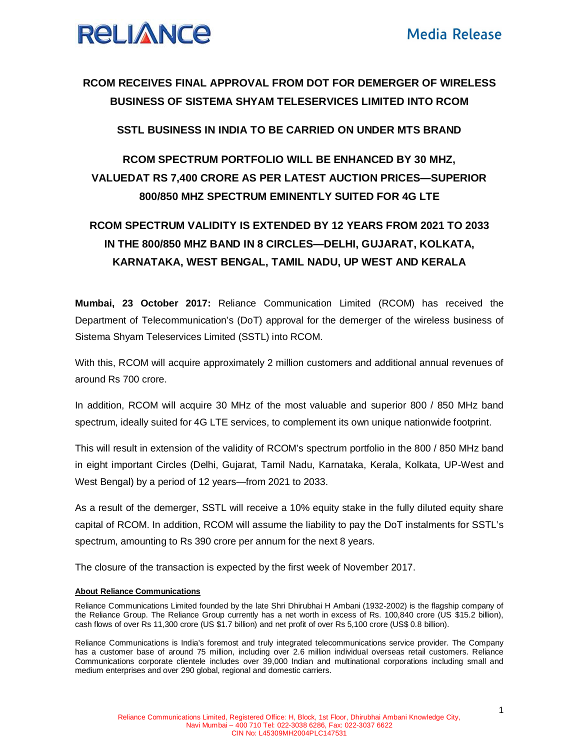RELIANCE

Media Release

# RCOM RECEIVES FINAL APPROVAL FROM DOT FOR DEMERGER OF WIRELESS BUSINESS OF SISTEMA SHYAM TELESERVICES LIMITED INTO RCOM

## SSTL BUSINESS IN INDIA TO BE CARRIED ON UNDER MTS BRAND

## RCOM SPECTRUM PORTFOLIO WILL BE ENHANCED BY 30 MHZ, VALUEDAT RS 7,400 CRORE AS PER LATEST AUCTION PRICES—SUPERIOR 800/850 MHZ SPECTRUM EMINENTLY SUITED FOR 4G LTE

## RCOM SPECTRUM VALIDITY IS EXTENDED BY 12 YEARS FROM 2021 TO 2033 IN THE 800/850 MHZ BAND IN 8 CIRCLES—DELHI, GUJARAT, KOLKATA, KARNATAKA, WEST BENGAL, TAMIL NADU, UP WEST AND KERALA

**Mumbai, 23 October 2017:** Reliance Communication Limited (RCOM) has received the Department of Telecommunication's (DoT) approval for the demerger of the wireless business of Sistema Shyam Teleservices Limited (SSTL) into RCOM.

With this, RCOM will acquire approximately 2 million customers and additional annual revenues of around Rs 700 crore.

In addition, RCOM will acquire 30 MHz of the most valuable and superior 800 / 850 MHz band spectrum, ideally suited for 4G LTE services, to complement its own unique nationwide footprint.

This will result in extension of the validity of RCOM's spectrum portfolio in the 800 / 850 MHz band in eight important Circles (Delhi, Gujarat, Tamil Nadu, Karnataka, Kerala, Kolkata, UP-West and West Bengal) by a period of 12 years—from 2021 to 2033.

As a result of the demerger, SSTL will receive a 10% equity stake in the fully diluted equity share capital of RCOM. In addition, RCOM will assume the liability to pay the DoT instalments for SSTL's spectrum, amounting to Rs 390 crore per annum for the next 8 years.

The closure of the transaction is expected by the first week of November 2017.

**About Reliance Communications**

Reliance Communications Limited founded by the late Shri Dhirubhai H Ambani (1932-2002) is the flagship company of the Reliance Group. The Reliance Group currently has a net worth in excess of Rs. 100,840 crore (US $15.2 billion), cash flows of over Rs 11,300 crore (US $1.7 billion) and net profit of over Rs 5,100 crore (US$ 0.8 billion).

Reliance Communications is India's foremost and truly integrated telecommunications service provider. The Company has a customer base of around 75 million, including over 2.6 million individual overseas retail customers. Reliance Communications corporate clientele includes over 39,000 Indian and multinational corporations including small and medium enterprises and over 290 global, regional and domestic carriers.

Reliance Communications Limited, Registered Office: H, Block, 1st Floor, Dhirubhai Ambani Knowledge City, Navi Mumbai – 400 710 Tel: 022-3038 6286, Fax: 022-3037 6622
CIN No: L45309MH2004PLC147531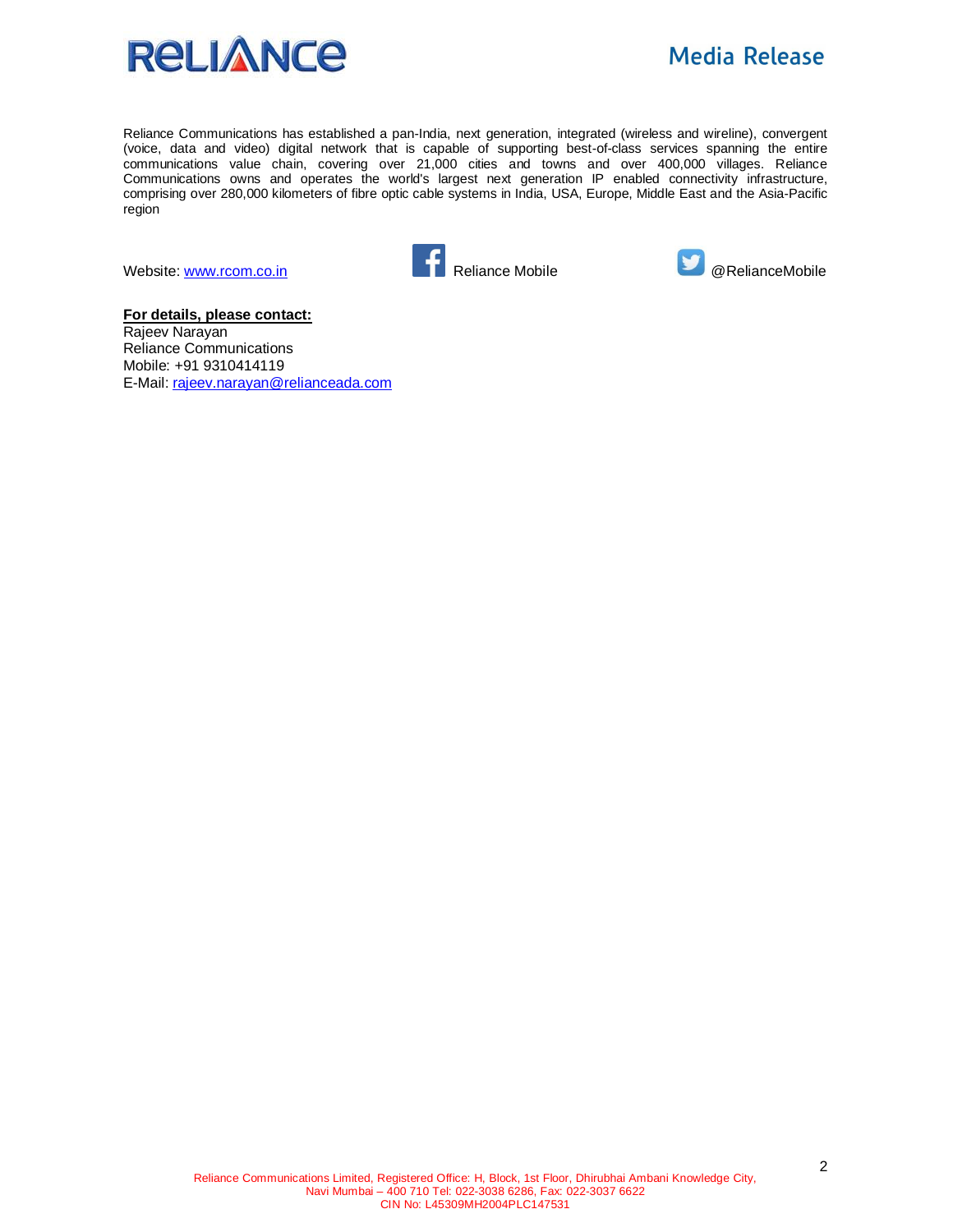Reliance Communications has established a pan-India, next generation, integrated (wireless and wireline), convergent (voice, data and video) digital network that is capable of supporting best-of-class services spanning the entire communications value chain, covering over 21,000 cities and towns and over 400,000 villages. Reliance Communications owns and operates the world's largest next generation IP enabled connectivity infrastructure, comprising over 280,000 kilometers of fibre optic cable systems in India, USA, Europe, Middle East and the Asia-Pacific region

Website: [www.rcom.co.in](http://www.rcom.co.in) Reliance Mobile @RelianceMobile

**For details, please contact:**
Rajeev Narayan
Reliance Communications
Mobile: +91 9310414119
E-Mail: [rajeev.narayan@relianceada.com](mailto:rajeev.narayan@relianceada.com)

Reliance Communications Limited, Registered Office: H, Block, 1st Floor, Dhirubhai Ambani Knowledge City, Navi Mumbai – 400 710 Tel: 022-3038 6286, Fax: 022-3037 6622
CIN No: L45309MH2004PLC147531